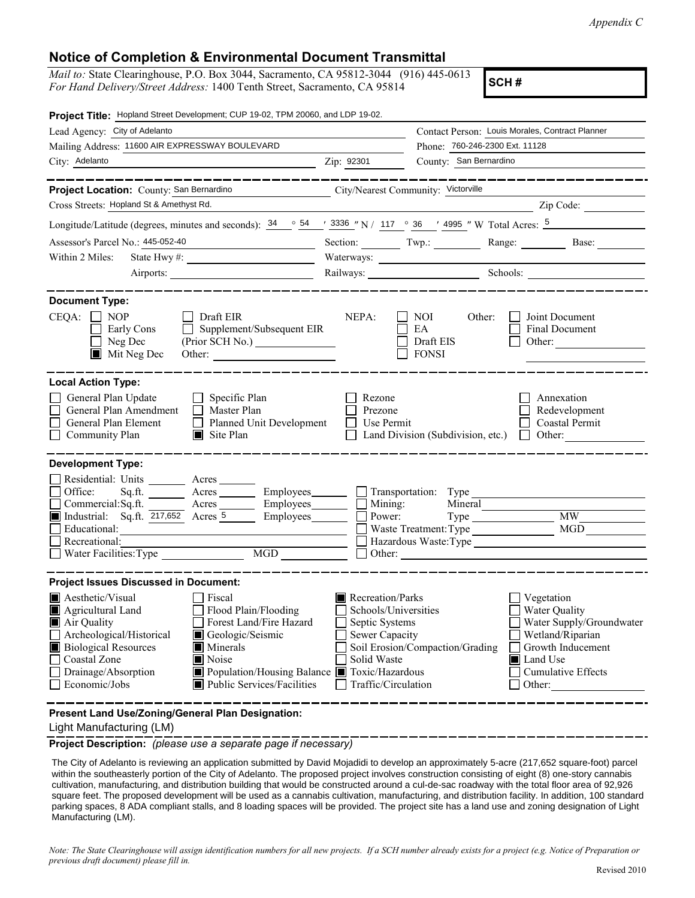*Appendix C*

## Notice of Completion & Environmental Document Transmittal

*Mail to:* State Clearinghouse, P.O. Box 3044, Sacramento, CA 95812-3044 (916) 445-0613
*For Hand Delivery/Street Address:* 1400 Tenth Street, Sacramento, CA 95814

**SCH #**

**Project Title:** Hopland Street Development; CUP 19-02, TPM 20060, and LDP 19-02.

Lead Agency: City of Adelanto — Contact Person: Louis Morales, Contract Planner

Mailing Address: 11600 AIR EXPRESSWAY BOULEVARD — Phone: 760-246-2300 Ext. 11128

City: Adelanto — Zip: 92301 — County: San Bernardino

---

**Project Location:** County: San Bernardino — City/Nearest Community: Victorville

Cross Streets: Hopland St & Amethyst Rd. — Zip Code:

Longitude/Latitude (degrees, minutes and seconds): 34 ° 54 ′ 3336 ″ N / 117 ° 36 ′ 4995 ″ W Total Acres: 5

Assessor's Parcel No.: 445-052-40 — Section: Twp.: Range: Base:

Within 2 Miles: State Hwy #: — Waterways:

Airports: — Railways: — Schools:

---

**Document Type:**

CEQA: ☐ NOP ☐ Early Cons ☐ Neg Dec ■ Mit Neg Dec ☐ Draft EIR ☐ Supplement/Subsequent EIR (Prior SCH No.) Other:

NEPA: ☐ NOI ☐ EA ☐ Draft EIS ☐ FONSI

Other: ☐ Joint Document ☐ Final Document ☐ Other:

---

**Local Action Type:**

☐ General Plan Update ☐ General Plan Amendment ☐ General Plan Element ☐ Community Plan ☐ Specific Plan ☐ Master Plan ☐ Planned Unit Development ■ Site Plan ☐ Rezone ☐ Prezone ☐ Use Permit ☐ Land Division (Subdivision, etc.) ☐ Annexation ☐ Redevelopment ☐ Coastal Permit ☐ Other:

---

**Development Type:**

☐ Residential: Units Acres
☐ Office: Sq.ft. Acres Employees
☐ Commercial: Sq.ft. Acres Employees
■ Industrial: Sq.ft. 217,652 Acres 5 Employees
☐ Educational:
☐ Recreational:
☐ Water Facilities: Type MGD
☐ Transportation: Type
☐ Mining: Mineral
☐ Power: Type MW
☐ Waste Treatment: Type MGD
☐ Hazardous Waste: Type
☐ Other:

---

**Project Issues Discussed in Document:**

■ Aesthetic/Visual ■ Agricultural Land ■ Air Quality ☐ Archeological/Historical ■ Biological Resources ☐ Coastal Zone ☐ Drainage/Absorption ☐ Economic/Jobs ☐ Fiscal ☐ Flood Plain/Flooding ☐ Forest Land/Fire Hazard ■ Geologic/Seismic ■ Minerals ■ Noise ■ Population/Housing Balance ■ Public Services/Facilities ■ Recreation/Parks ☐ Schools/Universities ☐ Septic Systems ☐ Sewer Capacity ☐ Soil Erosion/Compaction/Grading ☐ Solid Waste ■ Toxic/Hazardous ☐ Traffic/Circulation ☐ Vegetation ☐ Water Quality ☐ Water Supply/Groundwater ☐ Wetland/Riparian ☐ Growth Inducement ■ Land Use ☐ Cumulative Effects ☐ Other:

---

**Present Land Use/Zoning/General Plan Designation:**

Light Manufacturing (LM)

**Project Description:** *(please use a separate page if necessary)*

The City of Adelanto is reviewing an application submitted by David Mojadidi to develop an approximately 5-acre (217,652 square-foot) parcel within the southeasterly portion of the City of Adelanto. The proposed project involves construction consisting of eight (8) one-story cannabis cultivation, manufacturing, and distribution building that would be constructed around a cul-de-sac roadway with the total floor area of 92,926 square feet. The proposed development will be used as a cannabis cultivation, manufacturing, and distribution facility. In addition, 100 standard parking spaces, 8 ADA compliant stalls, and 8 loading spaces will be provided. The project site has a land use and zoning designation of Light Manufacturing (LM).

*Note: The State Clearinghouse will assign identification numbers for all new projects. If a SCH number already exists for a project (e.g. Notice of Preparation or previous draft document) please fill in.*

Revised 2010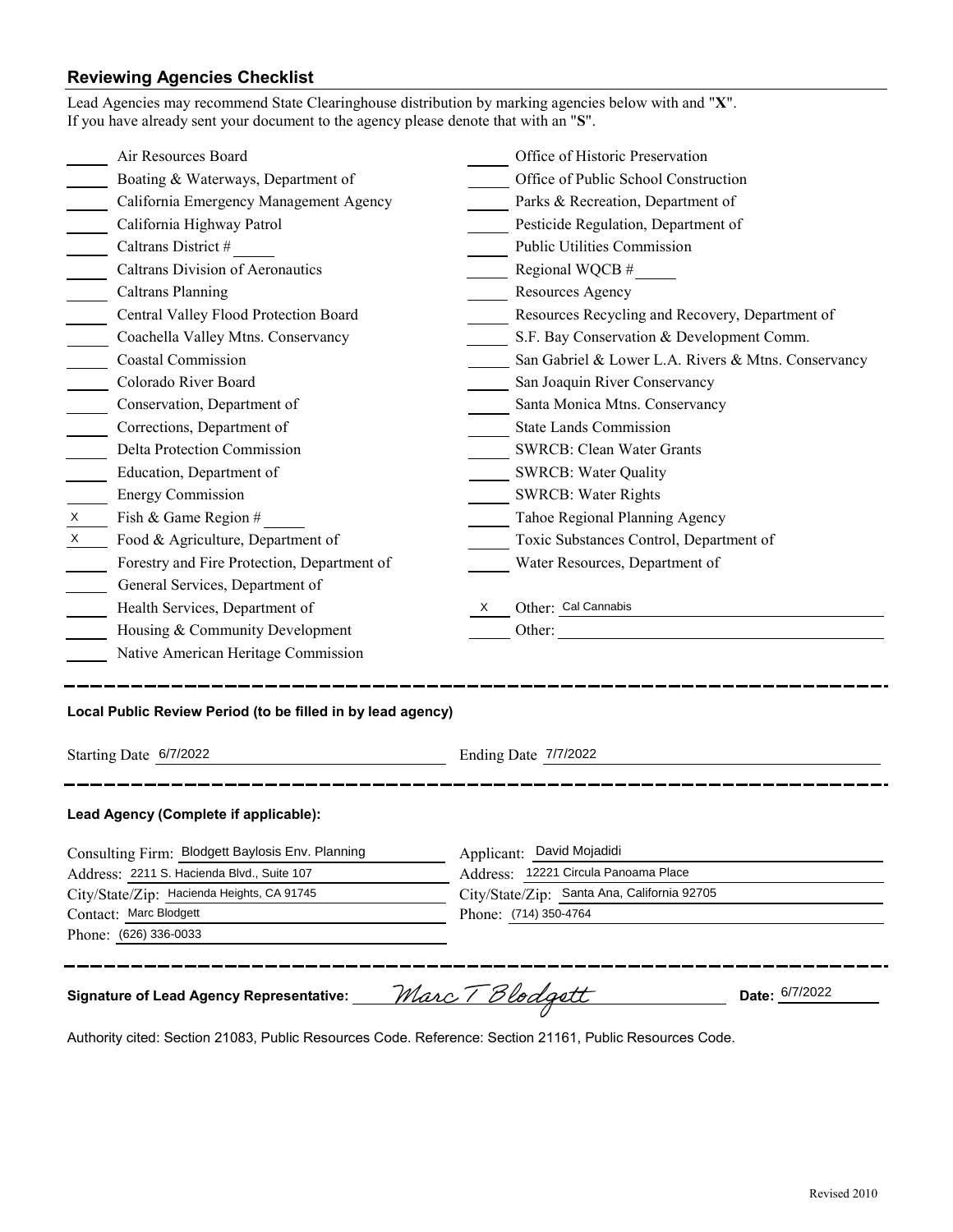## Reviewing Agencies Checklist

Lead Agencies may recommend State Clearinghouse distribution by marking agencies below with and "**X**". If you have already sent your document to the agency please denote that with an "**S**".

| | | | |
|---|---|---|---|
| | Air Resources Board | | Office of Historic Preservation |
| | Boating & Waterways, Department of | | Office of Public School Construction |
| | California Emergency Management Agency | | Parks & Recreation, Department of |
| | California Highway Patrol | | Pesticide Regulation, Department of |
| | Caltrans District # | | Public Utilities Commission |
| | Caltrans Division of Aeronautics | | Regional WQCB # |
| | Caltrans Planning | | Resources Agency |
| | Central Valley Flood Protection Board | | Resources Recycling and Recovery, Department of |
| | Coachella Valley Mtns. Conservancy | | S.F. Bay Conservation & Development Comm. |
| | Coastal Commission | | San Gabriel & Lower L.A. Rivers & Mtns. Conservancy |
| | Colorado River Board | | San Joaquin River Conservancy |
| | Conservation, Department of | | Santa Monica Mtns. Conservancy |
| | Corrections, Department of | | State Lands Commission |
| | Delta Protection Commission | | SWRCB: Clean Water Grants |
| | Education, Department of | | SWRCB: Water Quality |
| | Energy Commission | | SWRCB: Water Rights |
| X | Fish & Game Region # | | Tahoe Regional Planning Agency |
| X | Food & Agriculture, Department of | | Toxic Substances Control, Department of |
| | Forestry and Fire Protection, Department of | | Water Resources, Department of |
| | General Services, Department of | | |
| | Health Services, Department of | X | Other: Cal Cannabis |
| | Housing & Community Development | | Other: |
| | Native American Heritage Commission | | |

**Local Public Review Period (to be filled in by lead agency)**

Starting Date 6/7/2022 Ending Date 7/7/2022

**Lead Agency (Complete if applicable):**

Consulting Firm: Blodgett Baylosis Env. Planning
Address: 2211 S. Hacienda Blvd., Suite 107
City/State/Zip: Hacienda Heights, CA 91745
Contact: Marc Blodgett
Phone: (626) 336-0033

Applicant: David Mojadidi
Address: 12221 Circula Panoama Place
City/State/Zip: Santa Ana, California 92705
Phone: (714) 350-4764

**Signature of Lead Agency Representative:** Marc T Blodgett **Date:** 6/7/2022

Authority cited: Section 21083, Public Resources Code. Reference: Section 21161, Public Resources Code.

Revised 2010